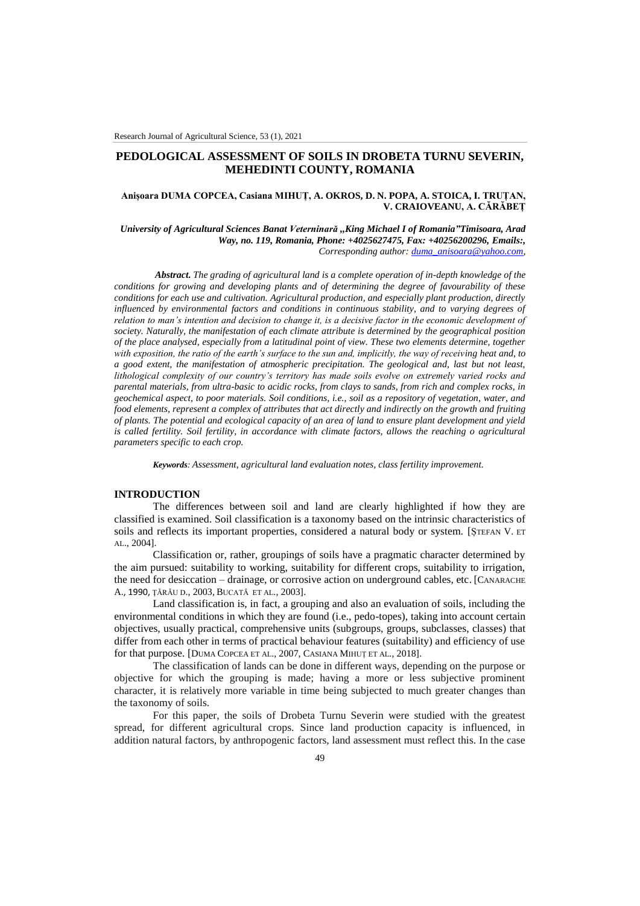# PEDOLOGICAL ASSESSMENT OF SOILS IN DROBETA TURNU SEVERIN, MEHEDINTI COUNTY, ROMANIA

**Anișoara DUMA COPCEA, Casiana MIHUȚ, A. OKROS, D. N. POPA, A. STOICA, I. TRUȚAN, V. CRAIOVEANU, A. CĂRĂBEȚ**

*University of Agricultural Sciences Banat Veterinară „King Michael I of Romania"Timisoara, Arad Way, no. 119, Romania, Phone: +4025627475, Fax: +40256200296, Emails:,*
*Corresponding author: duma_anisoara@yahoo.com,*

***Abstract.*** *The grading of agricultural land is a complete operation of in-depth knowledge of the conditions for growing and developing plants and of determining the degree of favourability of these conditions for each use and cultivation. Agricultural production, and especially plant production, directly influenced by environmental factors and conditions in continuous stability, and to varying degrees of relation to man's intention and decision to change it, is a decisive factor in the economic development of society. Naturally, the manifestation of each climate attribute is determined by the geographical position of the place analysed, especially from a latitudinal point of view. These two elements determine, together with exposition, the ratio of the earth's surface to the sun and, implicitly, the way of receiving heat and, to a good extent, the manifestation of atmospheric precipitation. The geological and, last but not least, lithological complexity of our country's territory has made soils evolve on extremely varied rocks and parental materials, from ultra-basic to acidic rocks, from clays to sands, from rich and complex rocks, in geochemical aspect, to poor materials. Soil conditions, i.e., soil as a repository of vegetation, water, and food elements, represent a complex of attributes that act directly and indirectly on the growth and fruiting of plants. The potential and ecological capacity of an area of land to ensure plant development and yield is called fertility. Soil fertility, in accordance with climate factors, allows the reaching o agricultural parameters specific to each crop.*

***Keywords****: Assessment, agricultural land evaluation notes, class fertility improvement.*

## INTRODUCTION

The differences between soil and land are clearly highlighted if how they are classified is examined. Soil classification is a taxonomy based on the intrinsic characteristics of soils and reflects its important properties, considered a natural body or system. [ȘTEFAN V. ET AL., 2004].

Classification or, rather, groupings of soils have a pragmatic character determined by the aim pursued: suitability to working, suitability for different crops, suitability to irrigation, the need for desiccation – drainage, or corrosive action on underground cables, etc. [CANARACHE A., 1990, ȚĂRĂU D., 2003, BUCATĂ ET AL., 2003].

Land classification is, in fact, a grouping and also an evaluation of soils, including the environmental conditions in which they are found (i.e., pedo-topes), taking into account certain objectives, usually practical, comprehensive units (subgroups, groups, subclasses, classes) that differ from each other in terms of practical behaviour features (suitability) and efficiency of use for that purpose. [DUMA COPCEA ET AL., 2007, CASIANA MIHUȚ ET AL., 2018].

The classification of lands can be done in different ways, depending on the purpose or objective for which the grouping is made; having a more or less subjective prominent character, it is relatively more variable in time being subjected to much greater changes than the taxonomy of soils.

For this paper, the soils of Drobeta Turnu Severin were studied with the greatest spread, for different agricultural crops. Since land production capacity is influenced, in addition natural factors, by anthropogenic factors, land assessment must reflect this. In the case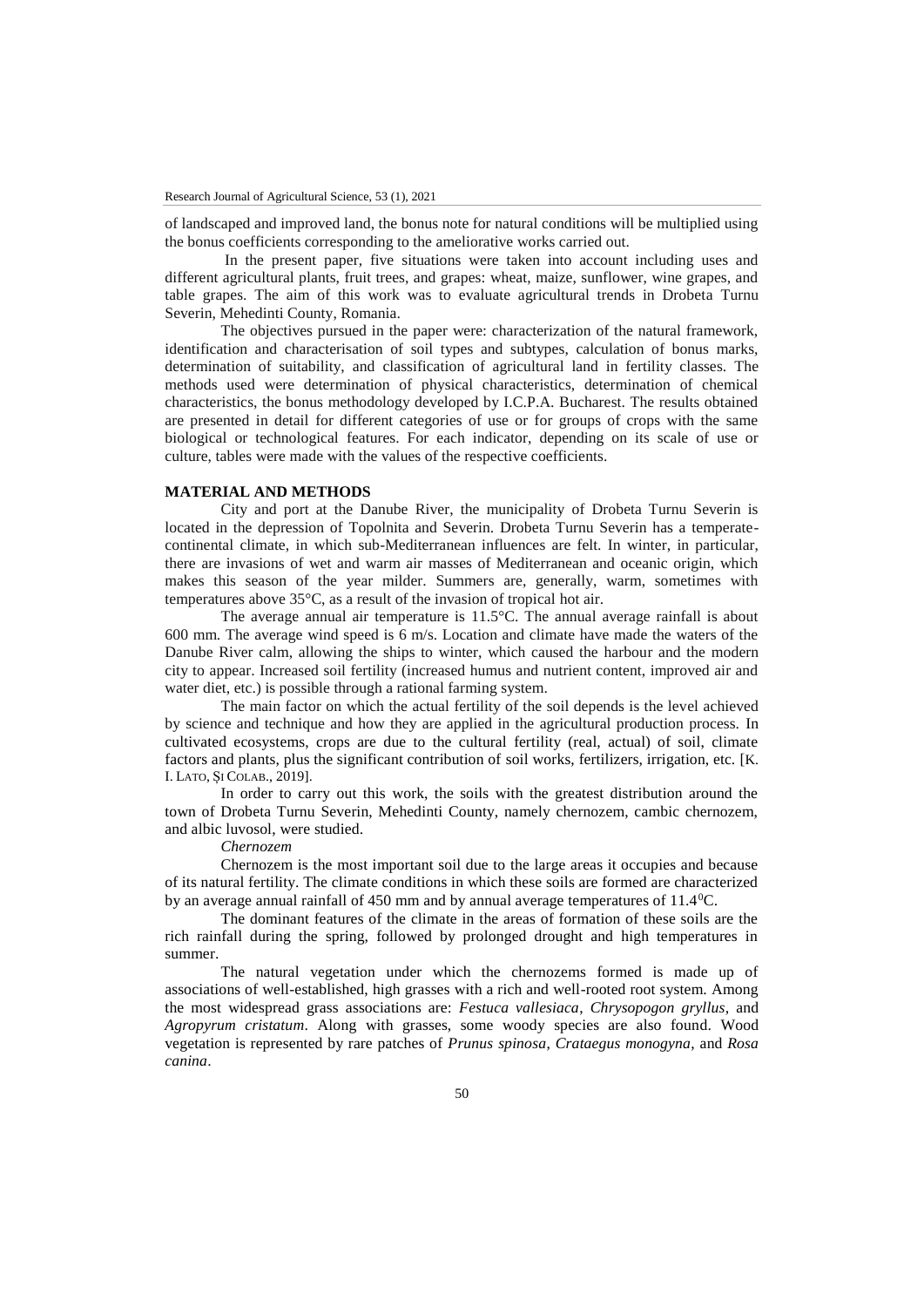of landscaped and improved land, the bonus note for natural conditions will be multiplied using the bonus coefficients corresponding to the ameliorative works carried out.

In the present paper, five situations were taken into account including uses and different agricultural plants, fruit trees, and grapes: wheat, maize, sunflower, wine grapes, and table grapes. The aim of this work was to evaluate agricultural trends in Drobeta Turnu Severin, Mehedinti County, Romania.

The objectives pursued in the paper were: characterization of the natural framework, identification and characterisation of soil types and subtypes, calculation of bonus marks, determination of suitability, and classification of agricultural land in fertility classes. The methods used were determination of physical characteristics, determination of chemical characteristics, the bonus methodology developed by I.C.P.A. Bucharest. The results obtained are presented in detail for different categories of use or for groups of crops with the same biological or technological features. For each indicator, depending on its scale of use or culture, tables were made with the values of the respective coefficients.

## MATERIAL AND METHODS

City and port at the Danube River, the municipality of Drobeta Turnu Severin is located in the depression of Topolnita and Severin. Drobeta Turnu Severin has a temperate-continental climate, in which sub-Mediterranean influences are felt. In winter, in particular, there are invasions of wet and warm air masses of Mediterranean and oceanic origin, which makes this season of the year milder. Summers are, generally, warm, sometimes with temperatures above 35°C, as a result of the invasion of tropical hot air.

The average annual air temperature is 11.5°C. The annual average rainfall is about 600 mm. The average wind speed is 6 m/s. Location and climate have made the waters of the Danube River calm, allowing the ships to winter, which caused the harbour and the modern city to appear. Increased soil fertility (increased humus and nutrient content, improved air and water diet, etc.) is possible through a rational farming system.

The main factor on which the actual fertility of the soil depends is the level achieved by science and technique and how they are applied in the agricultural production process. In cultivated ecosystems, crops are due to the cultural fertility (real, actual) of soil, climate factors and plants, plus the significant contribution of soil works, fertilizers, irrigation, etc. [K. I. LATO, ȘI COLAB., 2019].

In order to carry out this work, the soils with the greatest distribution around the town of Drobeta Turnu Severin, Mehedinti County, namely chernozem, cambic chernozem, and albic luvosol, were studied.

*Chernozem*

Chernozem is the most important soil due to the large areas it occupies and because of its natural fertility. The climate conditions in which these soils are formed are characterized by an average annual rainfall of 450 mm and by annual average temperatures of $11.4^0$C.

The dominant features of the climate in the areas of formation of these soils are the rich rainfall during the spring, followed by prolonged drought and high temperatures in summer.

The natural vegetation under which the chernozems formed is made up of associations of well-established, high grasses with a rich and well-rooted root system. Among the most widespread grass associations are: *Festuca vallesiaca*, *Chrysopogon gryllus*, and *Agropyrum cristatum*. Along with grasses, some woody species are also found. Wood vegetation is represented by rare patches of *Prunus spinosa*, *Crataegus monogyna*, and *Rosa canina*.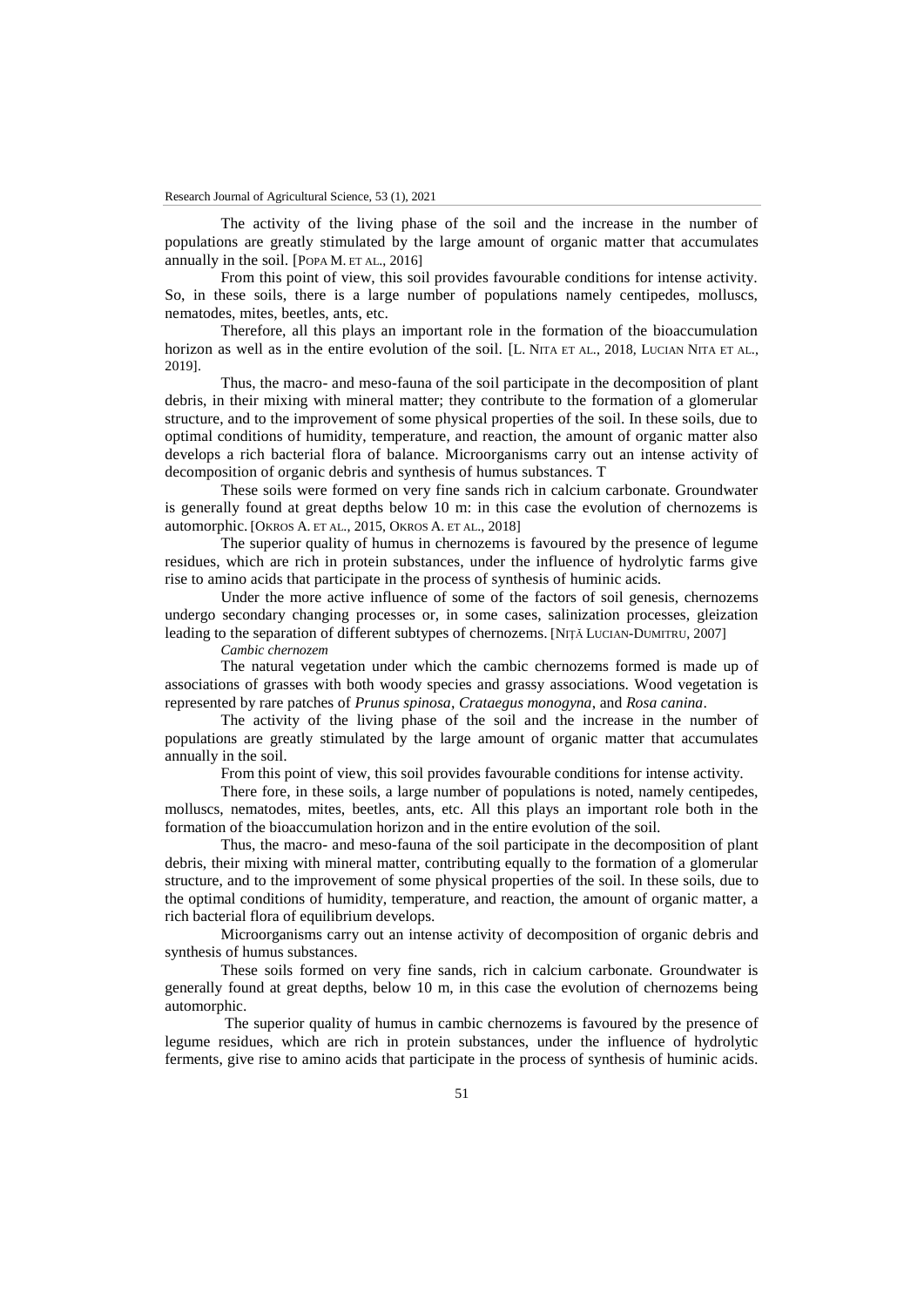The activity of the living phase of the soil and the increase in the number of populations are greatly stimulated by the large amount of organic matter that accumulates annually in the soil. [POPA M. ET AL., 2016]

From this point of view, this soil provides favourable conditions for intense activity. So, in these soils, there is a large number of populations namely centipedes, molluscs, nematodes, mites, beetles, ants, etc.

Therefore, all this plays an important role in the formation of the bioaccumulation horizon as well as in the entire evolution of the soil. [L. NITA ET AL., 2018, LUCIAN NITA ET AL., 2019].

Thus, the macro- and meso-fauna of the soil participate in the decomposition of plant debris, in their mixing with mineral matter; they contribute to the formation of a glomerular structure, and to the improvement of some physical properties of the soil. In these soils, due to optimal conditions of humidity, temperature, and reaction, the amount of organic matter also develops a rich bacterial flora of balance. Microorganisms carry out an intense activity of decomposition of organic debris and synthesis of humus substances. T

These soils were formed on very fine sands rich in calcium carbonate. Groundwater is generally found at great depths below 10 m: in this case the evolution of chernozems is automorphic. [OKROS A. ET AL., 2015, OKROS A. ET AL., 2018]

The superior quality of humus in chernozems is favoured by the presence of legume residues, which are rich in protein substances, under the influence of hydrolytic farms give rise to amino acids that participate in the process of synthesis of huminic acids.

Under the more active influence of some of the factors of soil genesis, chernozems undergo secondary changing processes or, in some cases, salinization processes, gleization leading to the separation of different subtypes of chernozems. [NIȚĂ LUCIAN-DUMITRU, 2007]

*Cambic chernozem*

The natural vegetation under which the cambic chernozems formed is made up of associations of grasses with both woody species and grassy associations. Wood vegetation is represented by rare patches of *Prunus spinosa*, *Crataegus monogyna*, and *Rosa canina*.

The activity of the living phase of the soil and the increase in the number of populations are greatly stimulated by the large amount of organic matter that accumulates annually in the soil.

From this point of view, this soil provides favourable conditions for intense activity.

There fore, in these soils, a large number of populations is noted, namely centipedes, molluscs, nematodes, mites, beetles, ants, etc. All this plays an important role both in the formation of the bioaccumulation horizon and in the entire evolution of the soil.

Thus, the macro- and meso-fauna of the soil participate in the decomposition of plant debris, their mixing with mineral matter, contributing equally to the formation of a glomerular structure, and to the improvement of some physical properties of the soil. In these soils, due to the optimal conditions of humidity, temperature, and reaction, the amount of organic matter, a rich bacterial flora of equilibrium develops.

Microorganisms carry out an intense activity of decomposition of organic debris and synthesis of humus substances.

These soils formed on very fine sands, rich in calcium carbonate. Groundwater is generally found at great depths, below 10 m, in this case the evolution of chernozems being automorphic.

The superior quality of humus in cambic chernozems is favoured by the presence of legume residues, which are rich in protein substances, under the influence of hydrolytic ferments, give rise to amino acids that participate in the process of synthesis of huminic acids.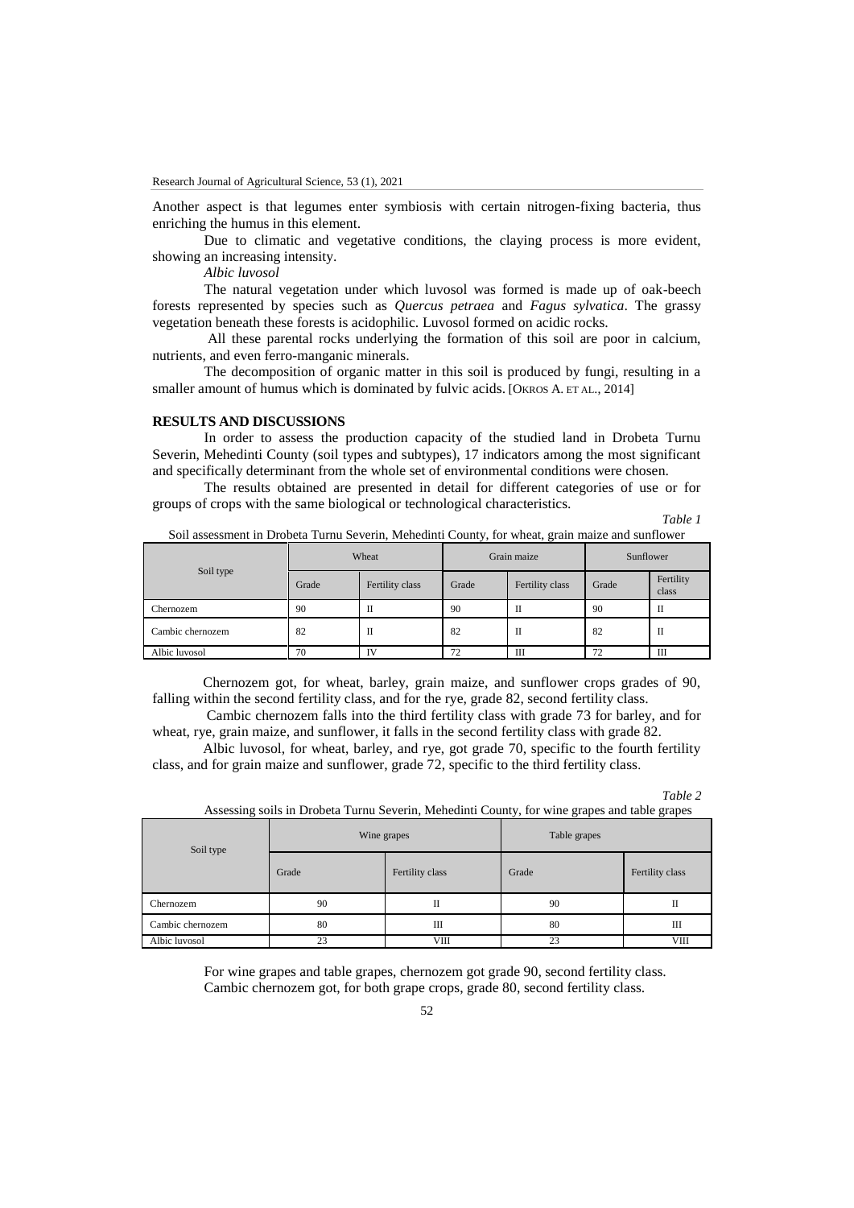Another aspect is that legumes enter symbiosis with certain nitrogen-fixing bacteria, thus enriching the humus in this element.

Due to climatic and vegetative conditions, the claying process is more evident, showing an increasing intensity.

*Albic luvosol*

The natural vegetation under which luvosol was formed is made up of oak-beech forests represented by species such as *Quercus petraea* and *Fagus sylvatica*. The grassy vegetation beneath these forests is acidophilic. Luvosol formed on acidic rocks.

All these parental rocks underlying the formation of this soil are poor in calcium, nutrients, and even ferro-manganic minerals.

The decomposition of organic matter in this soil is produced by fungi, resulting in a smaller amount of humus which is dominated by fulvic acids. [OKROS A. ET AL., 2014]

## RESULTS AND DISCUSSIONS

In order to assess the production capacity of the studied land in Drobeta Turnu Severin, Mehedinti County (soil types and subtypes), 17 indicators among the most significant and specifically determinant from the whole set of environmental conditions were chosen.

The results obtained are presented in detail for different categories of use or for groups of crops with the same biological or technological characteristics.

*Table 1*

Soil assessment in Drobeta Turnu Severin, Mehedinti County, for wheat, grain maize and sunflower

| Soil type | Wheat | | Grain maize | | Sunflower | |
|---|---|---|---|---|---|---|
| | Grade | Fertility class | Grade | Fertility class | Grade | Fertility class |
| Chernozem | 90 | II | 90 | II | 90 | II |
| Cambic chernozem | 82 | II | 82 | II | 82 | II |
| Albic luvosol | 70 | IV | 72 | III | 72 | III |

Chernozem got, for wheat, barley, grain maize, and sunflower crops grades of 90, falling within the second fertility class, and for the rye, grade 82, second fertility class.

Cambic chernozem falls into the third fertility class with grade 73 for barley, and for wheat, rye, grain maize, and sunflower, it falls in the second fertility class with grade 82.

Albic luvosol, for wheat, barley, and rye, got grade 70, specific to the fourth fertility class, and for grain maize and sunflower, grade 72, specific to the third fertility class.

*Table 2*

Assessing soils in Drobeta Turnu Severin, Mehedinti County, for wine grapes and table grapes

| Soil type | Wine grapes | | Table grapes | |
|---|---|---|---|---|
| | Grade | Fertility class | Grade | Fertility class |
| Chernozem | 90 | II | 90 | II |
| Cambic chernozem | 80 | III | 80 | III |
| Albic luvosol | 23 | VIII | 23 | VIII |

For wine grapes and table grapes, chernozem got grade 90, second fertility class.

Cambic chernozem got, for both grape crops, grade 80, second fertility class.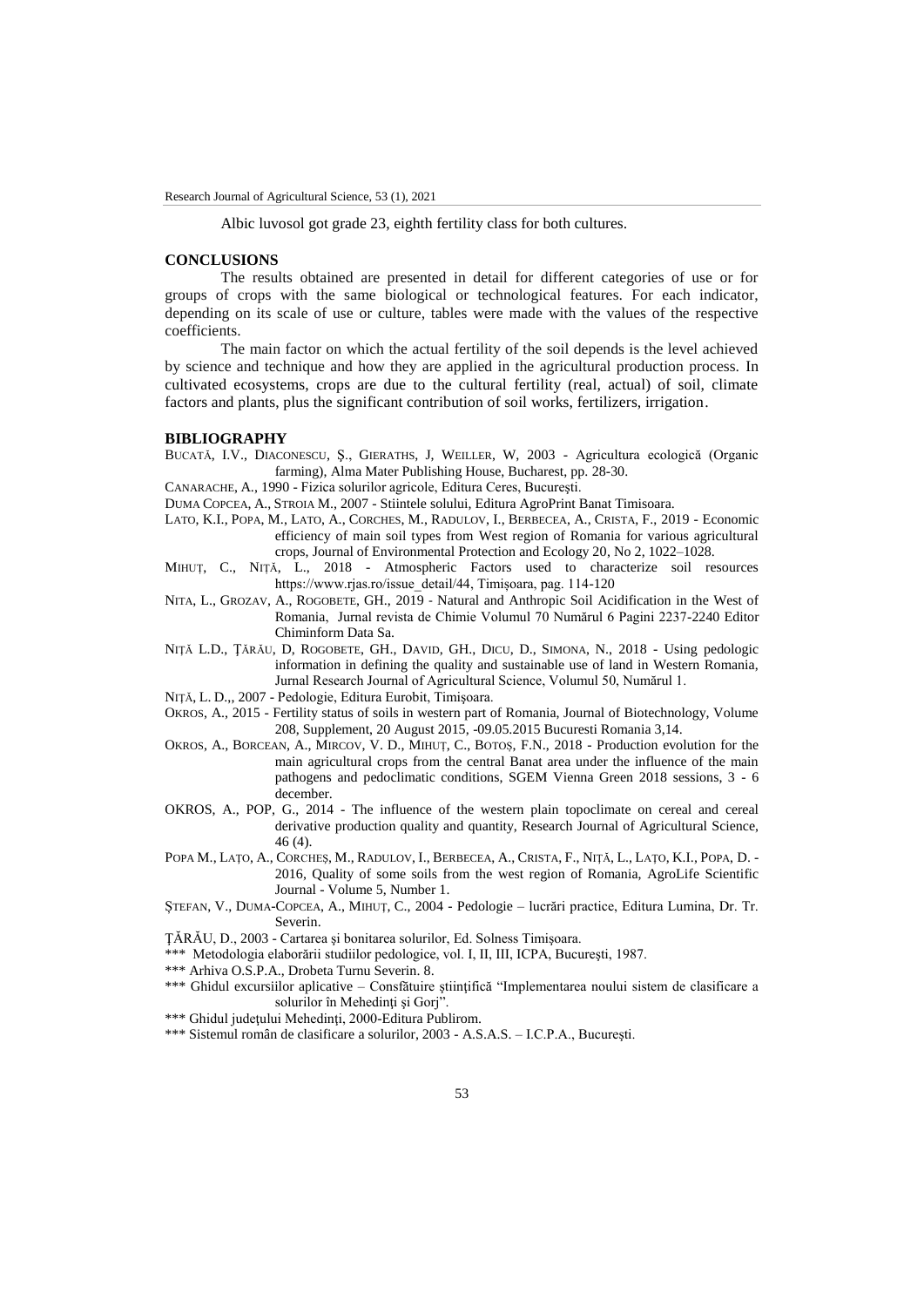Albic luvosol got grade 23, eighth fertility class for both cultures.

## CONCLUSIONS

The results obtained are presented in detail for different categories of use or for groups of crops with the same biological or technological features. For each indicator, depending on its scale of use or culture, tables were made with the values of the respective coefficients.

The main factor on which the actual fertility of the soil depends is the level achieved by science and technique and how they are applied in the agricultural production process. In cultivated ecosystems, crops are due to the cultural fertility (real, actual) of soil, climate factors and plants, plus the significant contribution of soil works, fertilizers, irrigation.

## BIBLIOGRAPHY

BUCATĂ, I.V., DIACONESCU, Ș., GIERATHS, J, WEILLER, W, 2003 - Agricultura ecologică (Organic farming), Alma Mater Publishing House, Bucharest, pp. 28-30.

CANARACHE, A., 1990 - Fizica solurilor agricole, Editura Ceres, Bucureşti.

DUMA COPCEA, A., STROIA M., 2007 - Stiintele solului, Editura AgroPrint Banat Timisoara.

LATO, K.I., POPA, M., LATO, A., CORCHES, M., RADULOV, I., BERBECEA, A., CRISTA, F., 2019 - Economic efficiency of main soil types from West region of Romania for various agricultural crops, Journal of Environmental Protection and Ecology 20, No 2, 1022–1028.

MIHUȚ, C., NIȚĂ, L., 2018 - Atmospheric Factors used to characterize soil resources https://www.rjas.ro/issue_detail/44, Timișoara, pag. 114-120

NITA, L., GROZAV, A., ROGOBETE, GH., 2019 - Natural and Anthropic Soil Acidification in the West of Romania, Jurnal revista de Chimie Volumul 70 Numărul 6 Pagini 2237-2240 Editor Chiminform Data Sa.

NIȚĂ L.D., ȚĂRĂU, D, ROGOBETE, GH., DAVID, GH., DICU, D., SIMONA, N., 2018 - Using pedologic information in defining the quality and sustainable use of land in Western Romania, Jurnal Research Journal of Agricultural Science, Volumul 50, Numărul 1.

NIȚĂ, L. D.,, 2007 - Pedologie, Editura Eurobit, Timişoara.

OKROS, A., 2015 - Fertility status of soils in western part of Romania, Journal of Biotechnology, Volume 208, Supplement, 20 August 2015, -09.05.2015 Bucuresti Romania 3,14.

OKROS, A., BORCEAN, A., MIRCOV, V. D., MIHUȚ, C., BOTOȘ, F.N., 2018 - Production evolution for the main agricultural crops from the central Banat area under the influence of the main pathogens and pedoclimatic conditions, SGEM Vienna Green 2018 sessions, 3 - 6 december.

OKROS, A., POP, G., 2014 - The influence of the western plain topoclimate on cereal and cereal derivative production quality and quantity, Research Journal of Agricultural Science, 46 (4).

POPA M., LAŢO, A., CORCHEŞ, M., RADULOV, I., BERBECEA, A., CRISTA, F., NIȚĂ, L., LAŢO, K.I., POPA, D. - 2016, Quality of some soils from the west region of Romania, AgroLife Scientific Journal - Volume 5, Number 1.

ȘTEFAN, V., DUMA-COPCEA, A., MIHUȚ, C., 2004 - Pedologie – lucrări practice, Editura Lumina, Dr. Tr. Severin.

ȚĂRĂU, D., 2003 - Cartarea şi bonitarea solurilor, Ed. Solness Timişoara.

\*\*\* Metodologia elaborării studiilor pedologice, vol. I, II, III, ICPA, Bucureşti, 1987.

\*\*\* Arhiva O.S.P.A., Drobeta Turnu Severin. 8.

\*\*\* Ghidul excursiilor aplicative – Consfătuire științifică "Implementarea noului sistem de clasificare a solurilor în Mehedinți și Gorj".

\*\*\* Ghidul județului Mehedinți, 2000-Editura Publirom.

\*\*\* Sistemul român de clasificare a solurilor, 2003 - A.S.A.S. – I.C.P.A., Bucureşti.